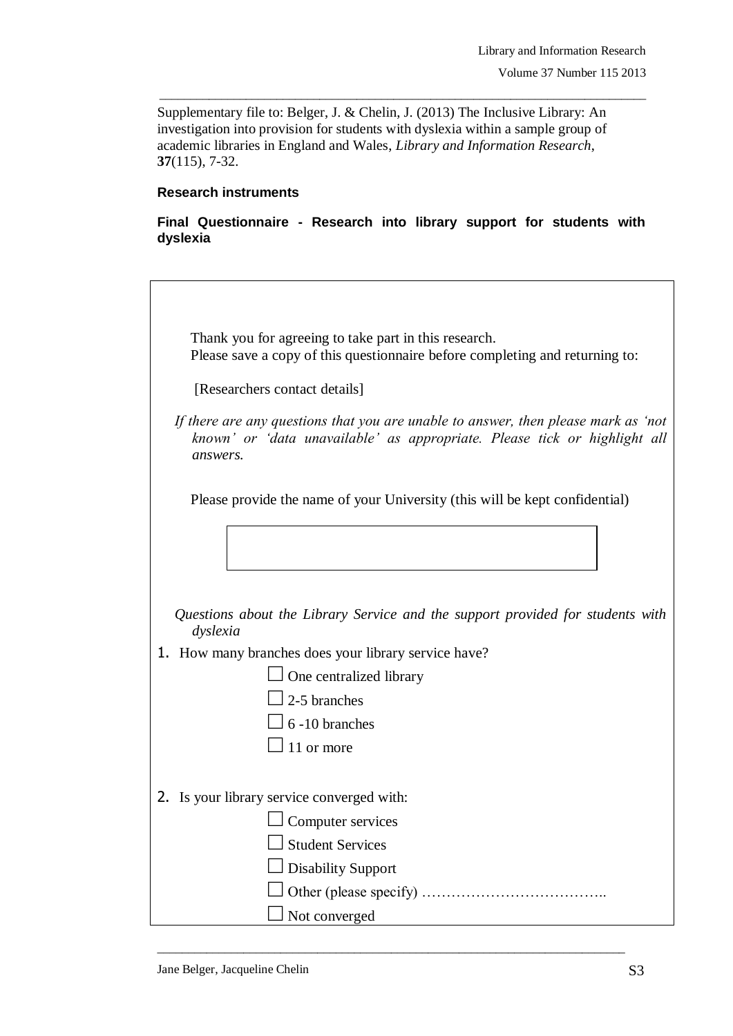Supplementary file to: Belger, J. & Chelin, J. (2013) The Inclusive Library: An investigation into provision for students with dyslexia within a sample group of academic libraries in England and Wales, *Library and Information Research*, **37**(115), 7-32.

## Research instruments

### Final Questionnaire - Research into library support for students with dyslexia

Thank you for agreeing to take part in this research.
Please save a copy of this questionnaire before completing and returning to:

[Researchers contact details]

*If there are any questions that you are unable to answer, then please mark as 'not known' or 'data unavailable' as appropriate. Please tick or highlight all answers.*

Please provide the name of your University (this will be kept confidential)

| |
|---|
| |

*Questions about the Library Service and the support provided for students with dyslexia*

1. How many branches does your library service have?
   - ☐ One centralized library
   - ☐ 2-5 branches
   - ☐ 6 -10 branches
   - ☐ 11 or more

2. Is your library service converged with:
   - ☐ Computer services
   - ☐ Student Services
   - ☐ Disability Support
   - ☐ Other (please specify) ………………………………..
   - ☐ Not converged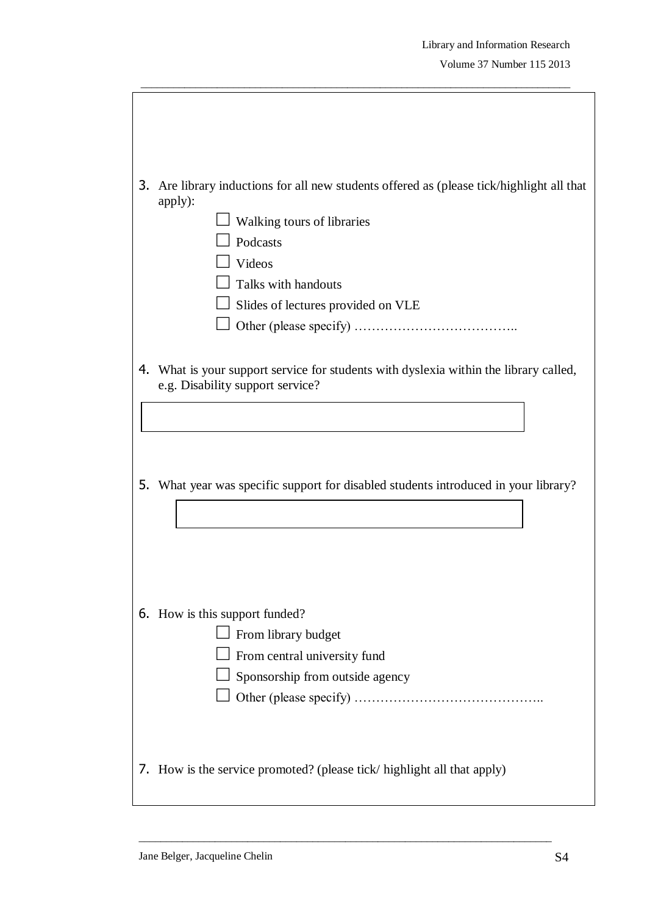3. Are library inductions for all new students offered as (please tick/highlight all that apply):
   - ☐ Walking tours of libraries
   - ☐ Podcasts
   - ☐ Videos
   - ☐ Talks with handouts
   - ☐ Slides of lectures provided on VLE
   - ☐ Other (please specify) ………………………………..

4. What is your support service for students with dyslexia within the library called, e.g. Disability support service?

   [ ]

5. What year was specific support for disabled students introduced in your library?

   [ ]

6. How is this support funded?
   - ☐ From library budget
   - ☐ From central university fund
   - ☐ Sponsorship from outside agency
   - ☐ Other (please specify) ……………………………………..

7. How is the service promoted? (please tick/ highlight all that apply)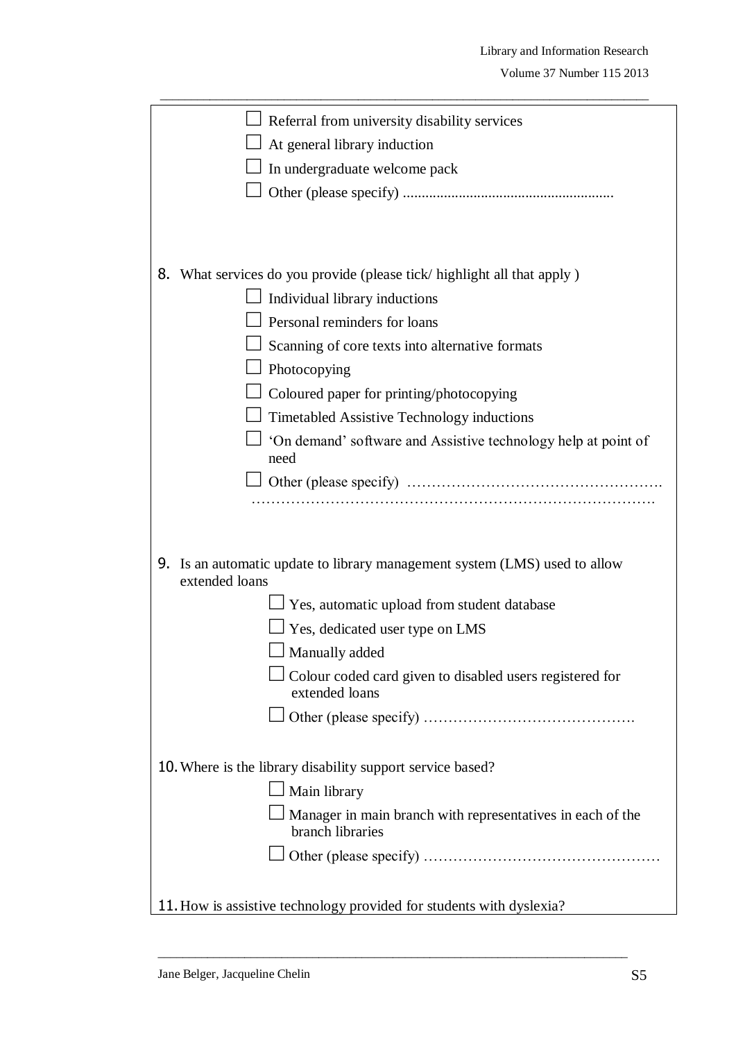- ☐ Referral from university disability services
- ☐ At general library induction
- ☐ In undergraduate welcome pack
- ☐ Other (please specify) ........................................................

8. What services do you provide (please tick/ highlight all that apply )
   - ☐ Individual library inductions
   - ☐ Personal reminders for loans
   - ☐ Scanning of core texts into alternative formats
   - ☐ Photocopying
   - ☐ Coloured paper for printing/photocopying
   - ☐ Timetabled Assistive Technology inductions
   - ☐ 'On demand' software and Assistive technology help at point of need
   - ☐ Other (please specify) …………………………………………….
   …………………………………………………………………………….

9. Is an automatic update to library management system (LMS) used to allow extended loans
   - ☐ Yes, automatic upload from student database
   - ☐ Yes, dedicated user type on LMS
   - ☐ Manually added
   - ☐ Colour coded card given to disabled users registered for extended loans
   - ☐ Other (please specify) …………………………………….

10. Where is the library disability support service based?
    - ☐ Main library
    - ☐ Manager in main branch with representatives in each of the branch libraries
    - ☐ Other (please specify) …………………………………………

11. How is assistive technology provided for students with dyslexia?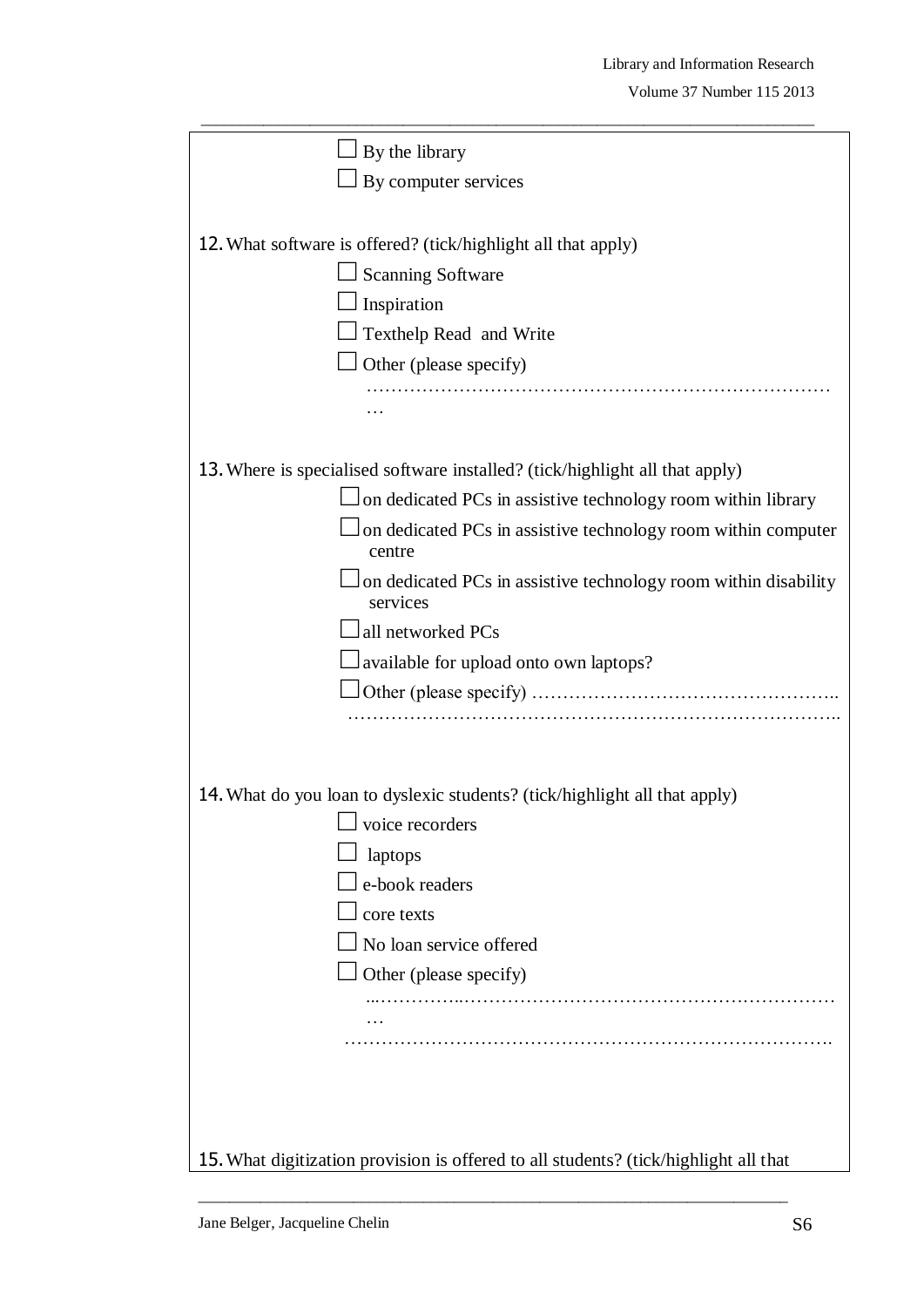☐ By the library

☐ By computer services

12. What software is offered? (tick/highlight all that apply)

☐ Scanning Software

☐ Inspiration

☐ Texthelp Read and Write

☐ Other (please specify)

………………………………………………………………………
…

13. Where is specialised software installed? (tick/highlight all that apply)

☐ on dedicated PCs in assistive technology room within library

☐ on dedicated PCs in assistive technology room within computer centre

☐ on dedicated PCs in assistive technology room within disability services

☐ all networked PCs

☐ available for upload onto own laptops?

☐ Other (please specify) …………………………………………..
……………………………………………………………………..

14. What do you loan to dyslexic students? (tick/highlight all that apply)

☐ voice recorders

☐ laptops

☐ e-book readers

☐ core texts

☐ No loan service offered

☐ Other (please specify)

...…………..………………………………………………………
…
…………………………………………………………………….

15. What digitization provision is offered to all students? (tick/highlight all that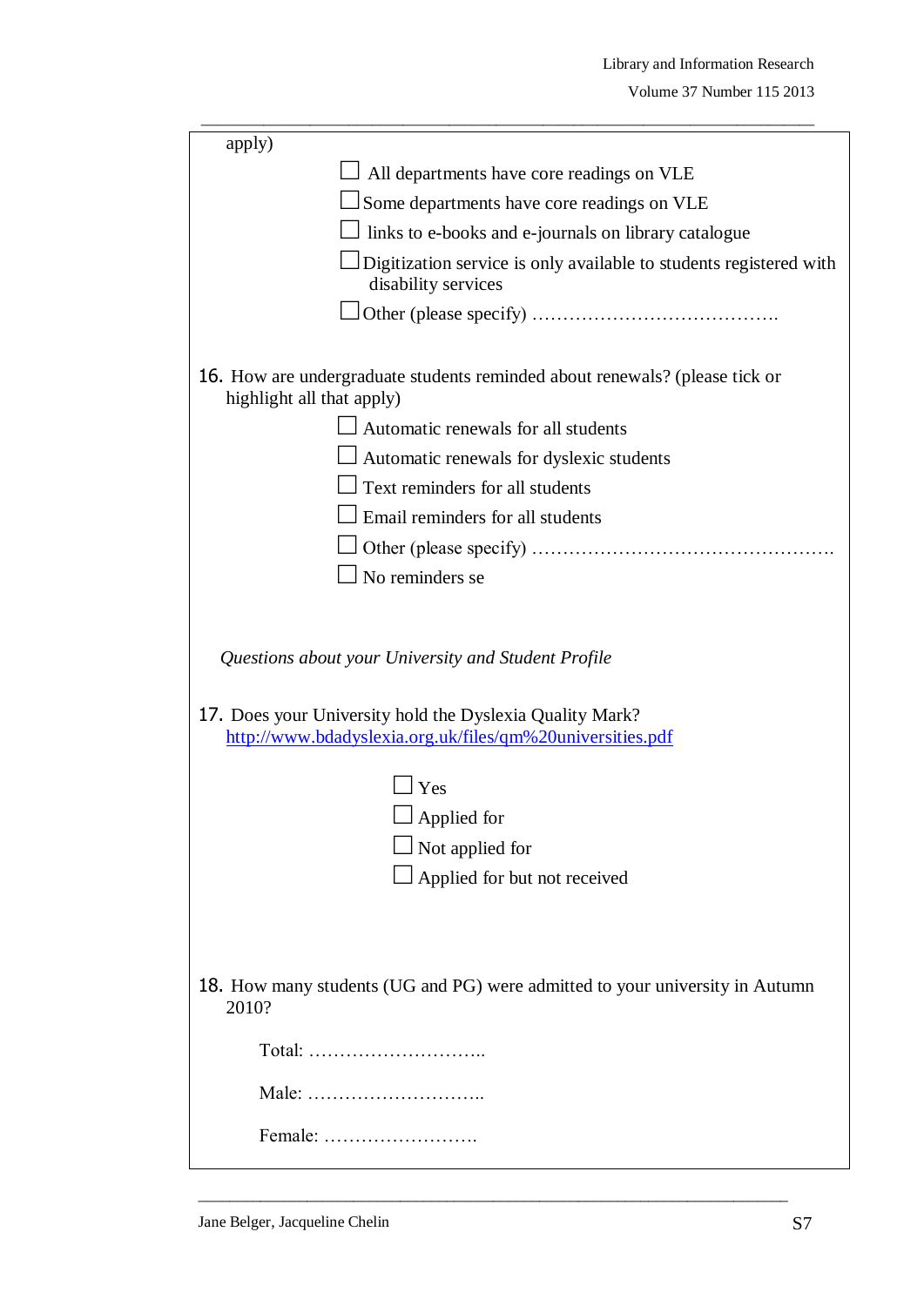apply)

- ☐ All departments have core readings on VLE
- ☐ Some departments have core readings on VLE
- ☐ links to e-books and e-journals on library catalogue
- ☐ Digitization service is only available to students registered with disability services
- ☐ Other (please specify) ………………………………….

16. How are undergraduate students reminded about renewals? (please tick or highlight all that apply)

- ☐ Automatic renewals for all students
- ☐ Automatic renewals for dyslexic students
- ☐ Text reminders for all students
- ☐ Email reminders for all students
- ☐ Other (please specify) ………………………………………….
- ☐ No reminders se

*Questions about your University and Student Profile*

17. Does your University hold the Dyslexia Quality Mark? http://www.bdadyslexia.org.uk/files/qm%20universities.pdf

- ☐ Yes
- ☐ Applied for
- ☐ Not applied for
- ☐ Applied for but not received

18. How many students (UG and PG) were admitted to your university in Autumn 2010?

Total: ………………………..

Male: ………………………..

Female: …………………….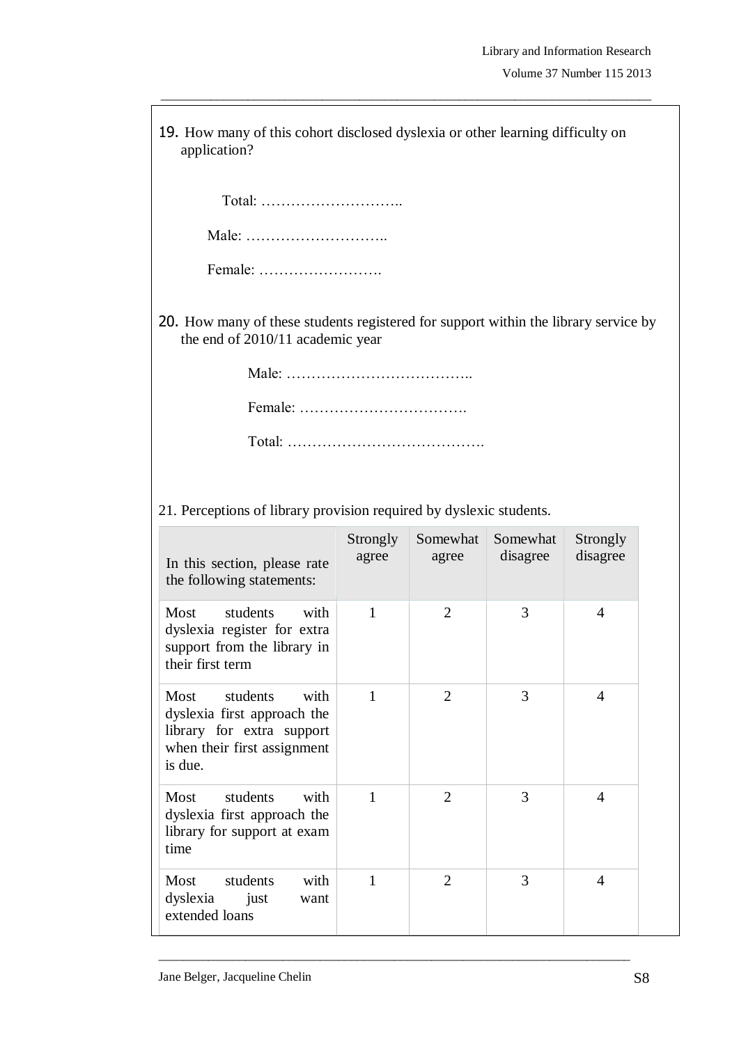19. How many of this cohort disclosed dyslexia or other learning difficulty on application?

Total: ………………………..

Male: ………………………..

Female: …………………….

20. How many of these students registered for support within the library service by the end of 2010/11 academic year

Male: ………………………………..

Female: …………………………….

Total: ………………………………….

21. Perceptions of library provision required by dyslexic students.

| In this section, please rate the following statements: | Strongly agree | Somewhat agree | Somewhat disagree | Strongly disagree |
|---|---|---|---|---|
| Most students with dyslexia register for extra support from the library in their first term | 1 | 2 | 3 | 4 |
| Most students with dyslexia first approach the library for extra support when their first assignment is due. | 1 | 2 | 3 | 4 |
| Most students with dyslexia first approach the library for support at exam time | 1 | 2 | 3 | 4 |
| Most students with dyslexia just want extended loans | 1 | 2 | 3 | 4 |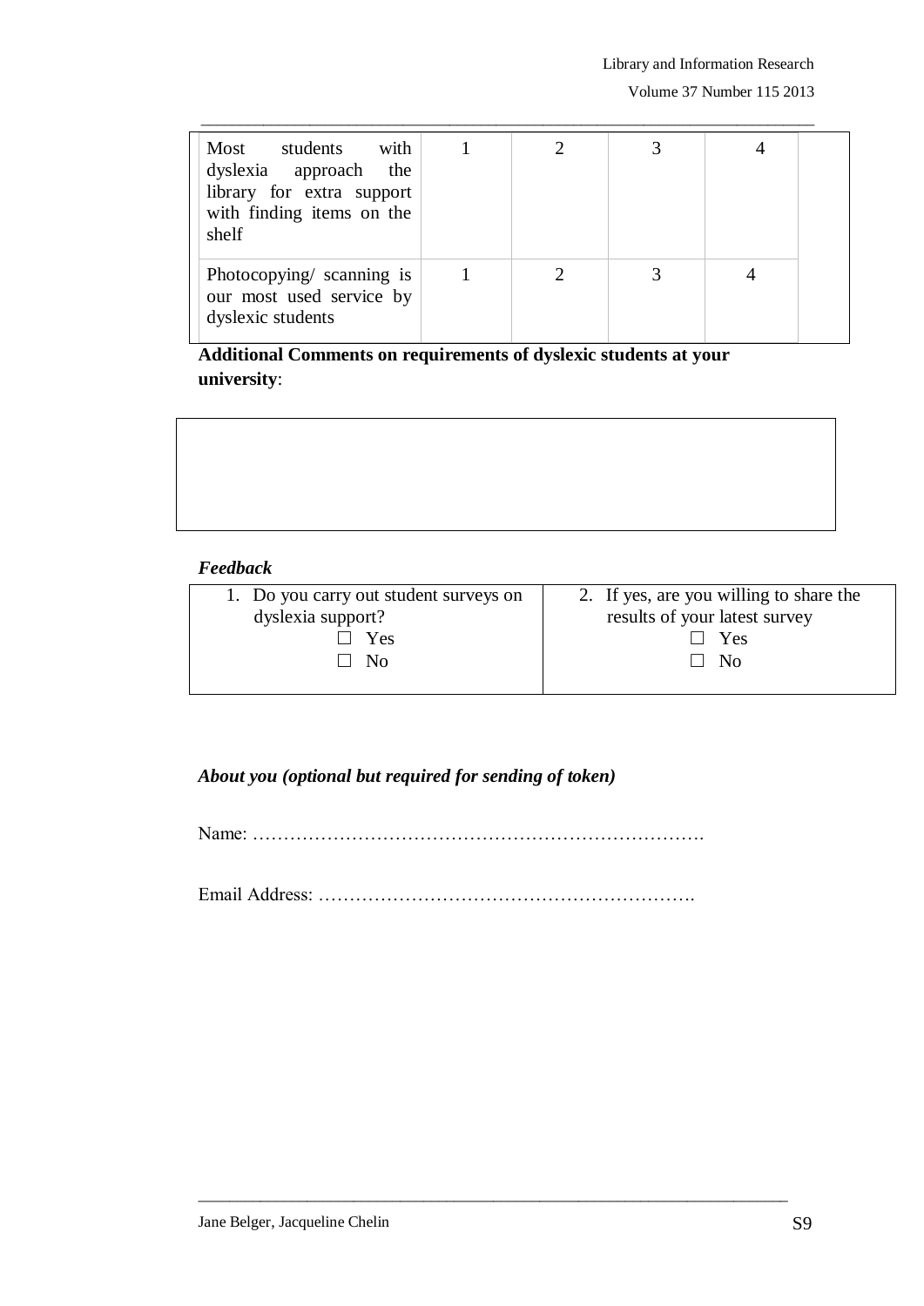| | | | | | |
|---|---|---|---|---|---|
| Most students with dyslexia approach the library for extra support with finding items on the shelf | 1 | 2 | 3 | 4 | |
| Photocopying/ scanning is our most used service by dyslexic students | 1 | 2 | 3 | 4 | |

**Additional Comments on requirements of dyslexic students at your university**:

| |
|---|
| |

***Feedback***

| 1. Do you carry out student surveys on dyslexia support? | 2. If yes, are you willing to share the results of your latest survey |
|---|---|
| ☐ Yes<br>☐ No | ☐ Yes<br>☐ No |

***About you (optional but required for sending of token)***

Name: ……………………………………………………………….

Email Address: …………………………………………………….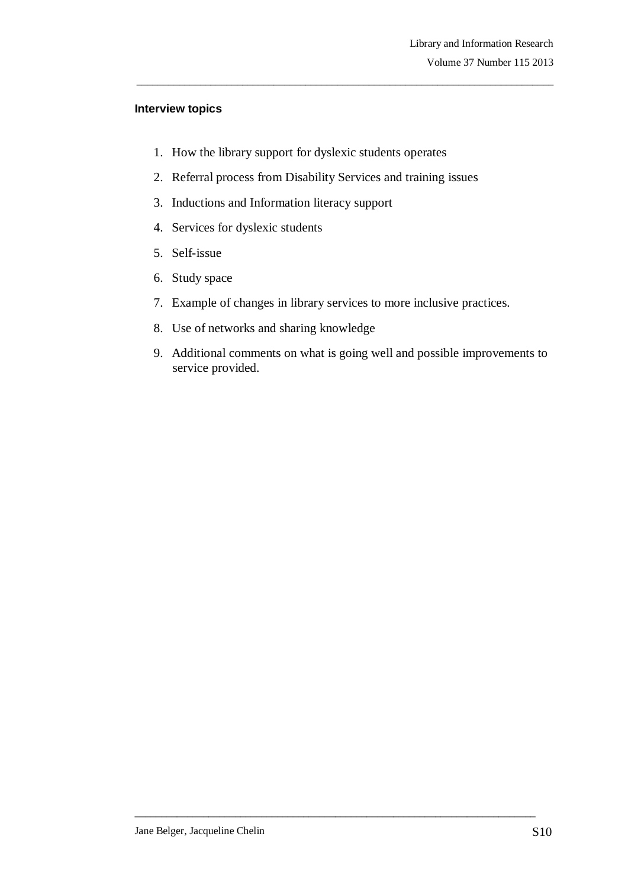**Interview topics**

1. How the library support for dyslexic students operates
2. Referral process from Disability Services and training issues
3. Inductions and Information literacy support
4. Services for dyslexic students
5. Self-issue
6. Study space
7. Example of changes in library services to more inclusive practices.
8. Use of networks and sharing knowledge
9. Additional comments on what is going well and possible improvements to service provided.